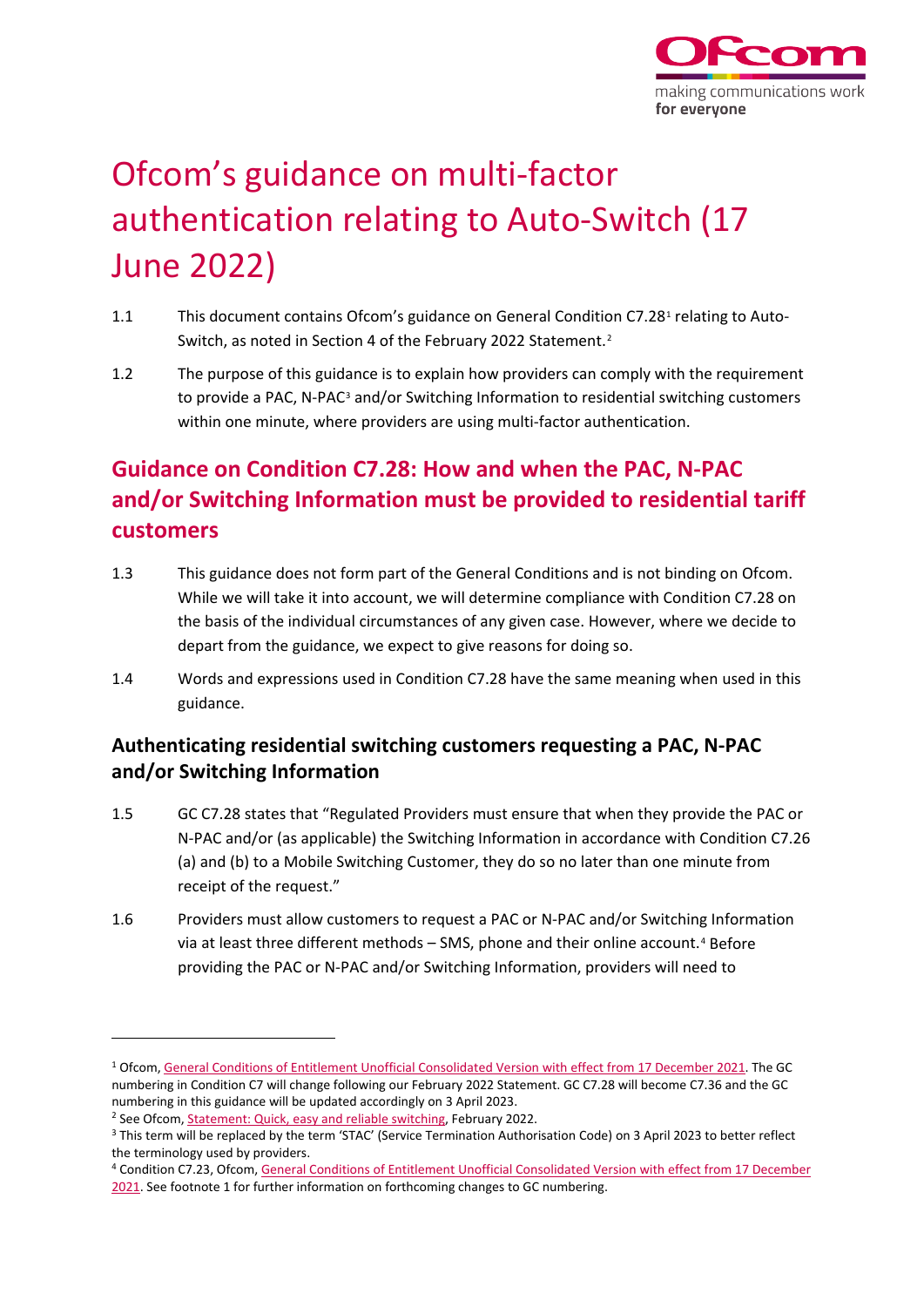# Ofcom's guidance on multi-factor authentication relating to Auto-Switch (17 June 2022)

1.1 This document contains Ofcom's guidance on General Condition C7.28[1] relating to Auto-Switch, as noted in Section 4 of the February 2022 Statement.[2]

1.2 The purpose of this guidance is to explain how providers can comply with the requirement to provide a PAC, N-PAC[3] and/or Switching Information to residential switching customers within one minute, where providers are using multi-factor authentication.

## Guidance on Condition C7.28: How and when the PAC, N-PAC and/or Switching Information must be provided to residential tariff customers

1.3 This guidance does not form part of the General Conditions and is not binding on Ofcom. While we will take it into account, we will determine compliance with Condition C7.28 on the basis of the individual circumstances of any given case. However, where we decide to depart from the guidance, we expect to give reasons for doing so.

1.4 Words and expressions used in Condition C7.28 have the same meaning when used in this guidance.

### Authenticating residential switching customers requesting a PAC, N-PAC and/or Switching Information

1.5 GC C7.28 states that "Regulated Providers must ensure that when they provide the PAC or N-PAC and/or (as applicable) the Switching Information in accordance with Condition C7.26 (a) and (b) to a Mobile Switching Customer, they do so no later than one minute from receipt of the request."

1.6 Providers must allow customers to request a PAC or N-PAC and/or Switching Information via at least three different methods – SMS, phone and their online account.[4] Before providing the PAC or N-PAC and/or Switching Information, providers will need to

---

[1] Ofcom, General Conditions of Entitlement Unofficial Consolidated Version with effect from 17 December 2021. The GC numbering in Condition C7 will change following our February 2022 Statement. GC C7.28 will become C7.36 and the GC numbering in this guidance will be updated accordingly on 3 April 2023.

[2] See Ofcom, Statement: Quick, easy and reliable switching, February 2022.

[3] This term will be replaced by the term 'STAC' (Service Termination Authorisation Code) on 3 April 2023 to better reflect the terminology used by providers.

[4] Condition C7.23, Ofcom, General Conditions of Entitlement Unofficial Consolidated Version with effect from 17 December 2021. See footnote 1 for further information on forthcoming changes to GC numbering.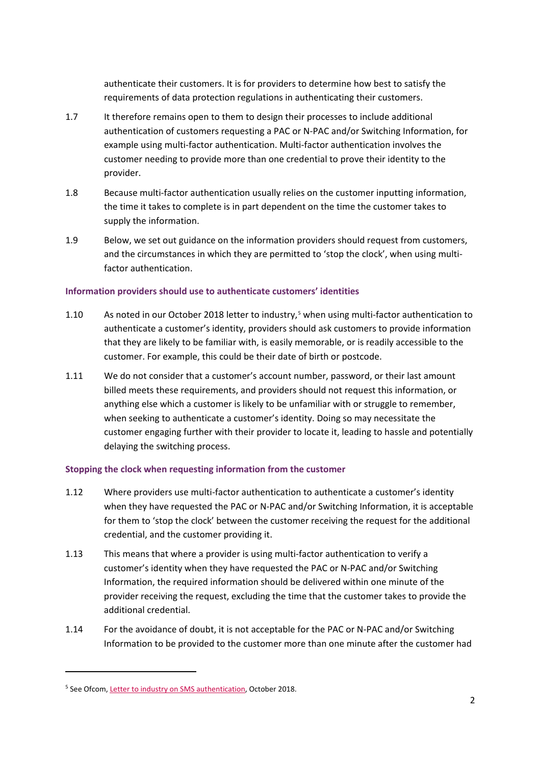authenticate their customers. It is for providers to determine how best to satisfy the requirements of data protection regulations in authenticating their customers.

1.7 It therefore remains open to them to design their processes to include additional authentication of customers requesting a PAC or N-PAC and/or Switching Information, for example using multi-factor authentication. Multi-factor authentication involves the customer needing to provide more than one credential to prove their identity to the provider.

1.8 Because multi-factor authentication usually relies on the customer inputting information, the time it takes to complete is in part dependent on the time the customer takes to supply the information.

1.9 Below, we set out guidance on the information providers should request from customers, and the circumstances in which they are permitted to 'stop the clock', when using multi-factor authentication.

### Information providers should use to authenticate customers' identities

1.10 As noted in our October 2018 letter to industry,[5] when using multi-factor authentication to authenticate a customer's identity, providers should ask customers to provide information that they are likely to be familiar with, is easily memorable, or is readily accessible to the customer. For example, this could be their date of birth or postcode.

1.11 We do not consider that a customer's account number, password, or their last amount billed meets these requirements, and providers should not request this information, or anything else which a customer is likely to be unfamiliar with or struggle to remember, when seeking to authenticate a customer's identity. Doing so may necessitate the customer engaging further with their provider to locate it, leading to hassle and potentially delaying the switching process.

### Stopping the clock when requesting information from the customer

1.12 Where providers use multi-factor authentication to authenticate a customer's identity when they have requested the PAC or N-PAC and/or Switching Information, it is acceptable for them to 'stop the clock' between the customer receiving the request for the additional credential, and the customer providing it.

1.13 This means that where a provider is using multi-factor authentication to verify a customer's identity when they have requested the PAC or N-PAC and/or Switching Information, the required information should be delivered within one minute of the provider receiving the request, excluding the time that the customer takes to provide the additional credential.

1.14 For the avoidance of doubt, it is not acceptable for the PAC or N-PAC and/or Switching Information to be provided to the customer more than one minute after the customer had

---

[5] See Ofcom, Letter to industry on SMS authentication, October 2018.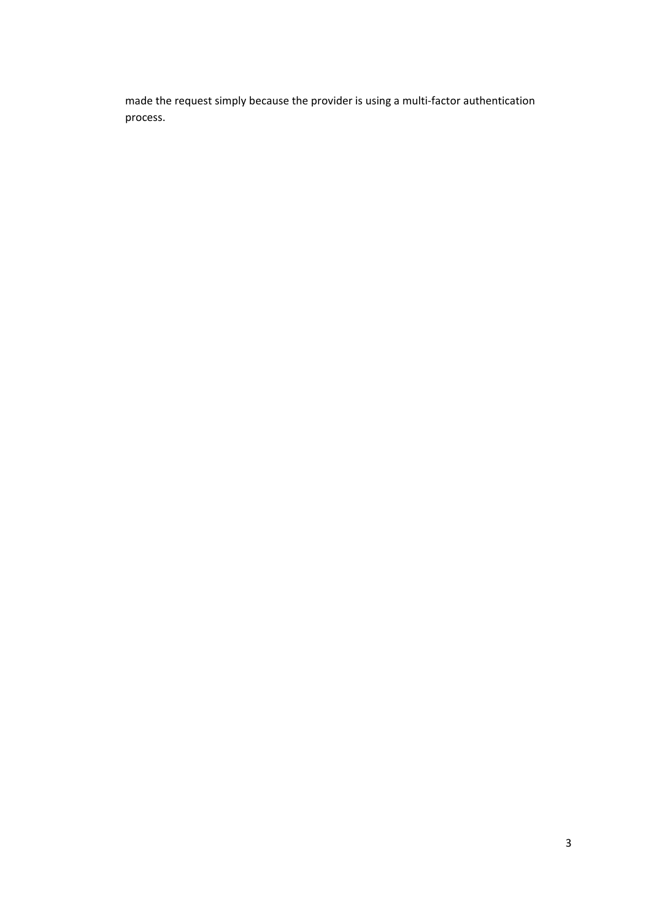made the request simply because the provider is using a multi-factor authentication process.